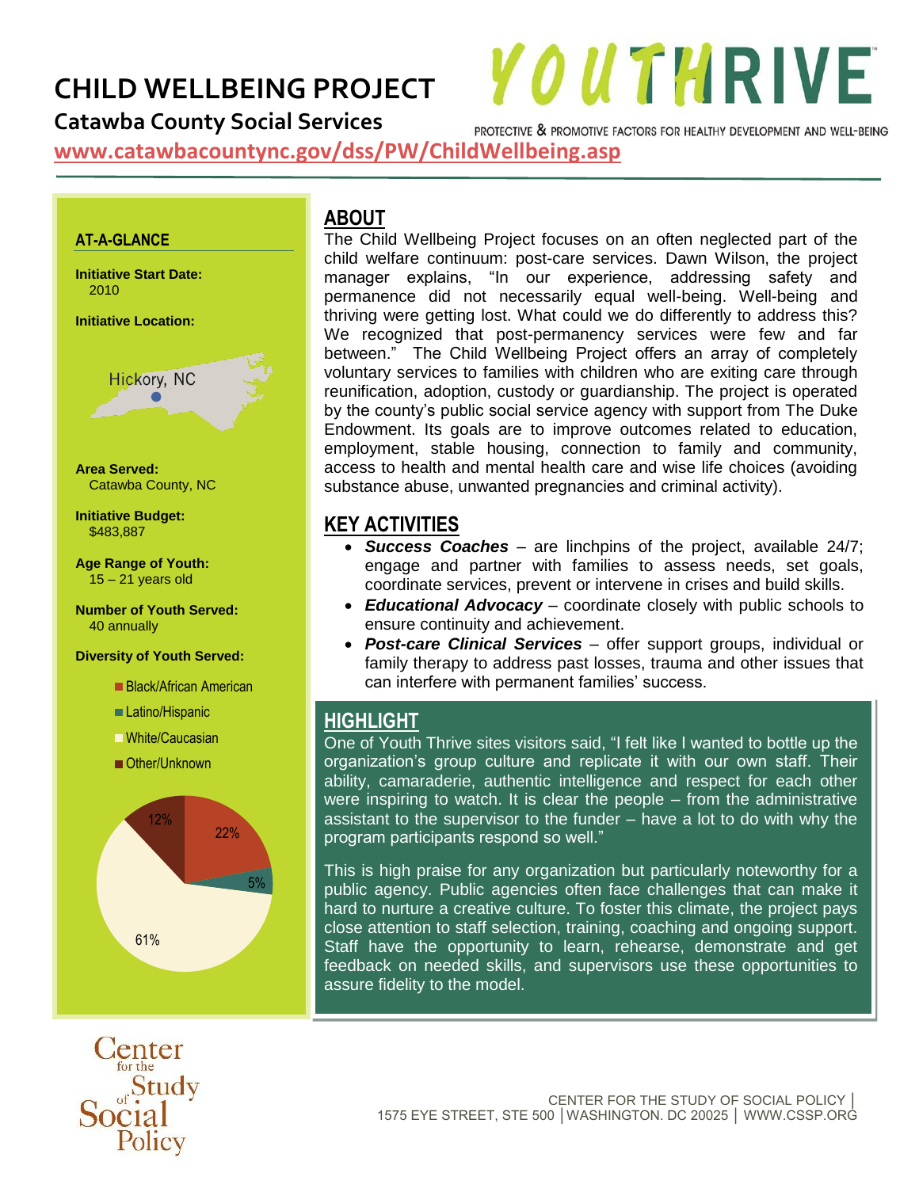# CHILD WELLBEING PROJECT

## Catawba County Social Services

**YOUTHRIVE**

PROTECTIVE & PROMOTIVE FACTORS FOR HEALTHY DEVELOPMENT AND WELL-BEING

www.catawbacountync.gov/dss/PW/ChildWellbeing.asp

### AT-A-GLANCE

**Initiative Start Date:**
2010

**Initiative Location:**
Hickory, NC

**Area Served:**
Catawba County, NC

**Initiative Budget:**
$483,887

**Age Range of Youth:**
15 – 21 years old

**Number of Youth Served:**
40 annually

**Diversity of Youth Served:**

- Black/African American: 22%
- Latino/Hispanic: 5%
- White/Caucasian: 61%
- Other/Unknown: 12%

## ABOUT

The Child Wellbeing Project focuses on an often neglected part of the child welfare continuum: post-care services. Dawn Wilson, the project manager explains, "In our experience, addressing safety and permanence did not necessarily equal well-being. Well-being and thriving were getting lost. What could we do differently to address this? We recognized that post-permanency services were few and far between." The Child Wellbeing Project offers an array of completely voluntary services to families with children who are exiting care through reunification, adoption, custody or guardianship. The project is operated by the county's public social service agency with support from The Duke Endowment. Its goals are to improve outcomes related to education, employment, stable housing, connection to family and community, access to health and mental health care and wise life choices (avoiding substance abuse, unwanted pregnancies and criminal activity).

## KEY ACTIVITIES

- ***Success Coaches*** – are linchpins of the project, available 24/7; engage and partner with families to assess needs, set goals, coordinate services, prevent or intervene in crises and build skills.
- ***Educational Advocacy*** – coordinate closely with public schools to ensure continuity and achievement.
- ***Post-care Clinical Services*** – offer support groups, individual or family therapy to address past losses, trauma and other issues that can interfere with permanent families' success.

## HIGHLIGHT

One of Youth Thrive sites visitors said, "I felt like I wanted to bottle up the organization's group culture and replicate it with our own staff. Their ability, camaraderie, authentic intelligence and respect for each other were inspiring to watch. It is clear the people – from the administrative assistant to the supervisor to the funder – have a lot to do with why the program participants respond so well."

This is high praise for any organization but particularly noteworthy for a public agency. Public agencies often face challenges that can make it hard to nurture a creative culture. To foster this climate, the project pays close attention to staff selection, training, coaching and ongoing support. Staff have the opportunity to learn, rehearse, demonstrate and get feedback on needed skills, and supervisors use these opportunities to assure fidelity to the model.

Center for the Study of Social Policy

CENTER FOR THE STUDY OF SOCIAL POLICY | 1575 EYE STREET, STE 500 | WASHINGTON. DC 20025 | WWW.CSSP.ORG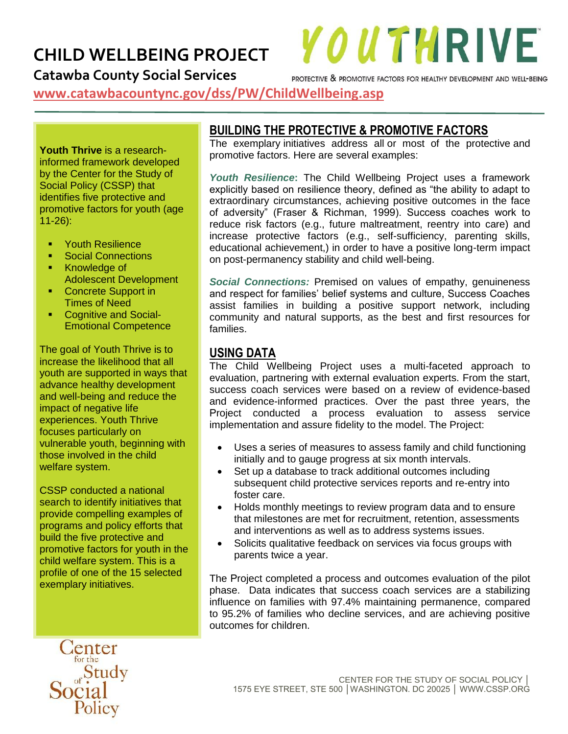# CHILD WELLBEING PROJECT

## Catawba County Social Services

www.catawbacountync.gov/dss/PW/ChildWellbeing.asp

YOUTHRIVE

PROTECTIVE & PROMOTIVE FACTORS FOR HEALTHY DEVELOPMENT AND WELL-BEING

**Youth Thrive** is a research-informed framework developed by the Center for the Study of Social Policy (CSSP) that identifies five protective and promotive factors for youth (age 11-26):

- Youth Resilience
- Social Connections
- Knowledge of Adolescent Development
- Concrete Support in Times of Need
- Cognitive and Social-Emotional Competence

The goal of Youth Thrive is to increase the likelihood that all youth are supported in ways that advance healthy development and well-being and reduce the impact of negative life experiences. Youth Thrive focuses particularly on vulnerable youth, beginning with those involved in the child welfare system.

CSSP conducted a national search to identify initiatives that provide compelling examples of programs and policy efforts that build the five protective and promotive factors for youth in the child welfare system. This is a profile of one of the 15 selected exemplary initiatives.

## BUILDING THE PROTECTIVE & PROMOTIVE FACTORS

The exemplary initiatives address all or most of the protective and promotive factors. Here are several examples:

***Youth Resilience*:** The Child Wellbeing Project uses a framework explicitly based on resilience theory, defined as "the ability to adapt to extraordinary circumstances, achieving positive outcomes in the face of adversity" (Fraser & Richman, 1999). Success coaches work to reduce risk factors (e.g., future maltreatment, reentry into care) and increase protective factors (e.g., self-sufficiency, parenting skills, educational achievement,) in order to have a positive long-term impact on post-permanency stability and child well-being.

***Social Connections:*** Premised on values of empathy, genuineness and respect for families' belief systems and culture, Success Coaches assist families in building a positive support network, including community and natural supports, as the best and first resources for families.

## USING DATA

The Child Wellbeing Project uses a multi-faceted approach to evaluation, partnering with external evaluation experts. From the start, success coach services were based on a review of evidence-based and evidence-informed practices. Over the past three years, the Project conducted a process evaluation to assess service implementation and assure fidelity to the model. The Project:

- Uses a series of measures to assess family and child functioning initially and to gauge progress at six month intervals.
- Set up a database to track additional outcomes including subsequent child protective services reports and re-entry into foster care.
- Holds monthly meetings to review program data and to ensure that milestones are met for recruitment, retention, assessments and interventions as well as to address systems issues.
- Solicits qualitative feedback on services via focus groups with parents twice a year.

The Project completed a process and outcomes evaluation of the pilot phase. Data indicates that success coach services are a stabilizing influence on families with 97.4% maintaining permanence, compared to 95.2% of families who decline services, and are achieving positive outcomes for children.

Center for the Study of Social Policy

CENTER FOR THE STUDY OF SOCIAL POLICY | 1575 EYE STREET, STE 500 | WASHINGTON. DC 20025 | WWW.CSSP.ORG